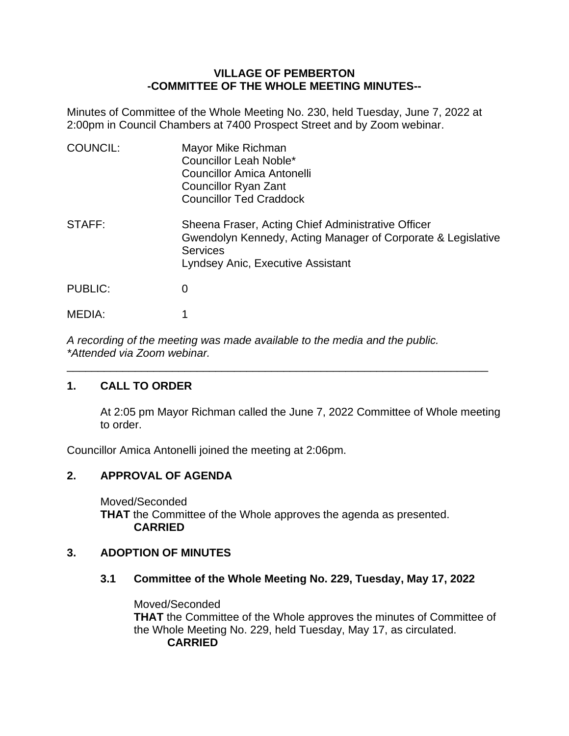**VILLAGE OF PEMBERTON**
**-COMMITTEE OF THE WHOLE MEETING MINUTES--**

Minutes of Committee of the Whole Meeting No. 230, held Tuesday, June 7, 2022 at 2:00pm in Council Chambers at 7400 Prospect Street and by Zoom webinar.

| | |
|---|---|
| COUNCIL: | Mayor Mike Richman<br>Councillor Leah Noble*<br>Councillor Amica Antonelli<br>Councillor Ryan Zant<br>Councillor Ted Craddock |
| STAFF: | Sheena Fraser, Acting Chief Administrative Officer<br>Gwendolyn Kennedy, Acting Manager of Corporate & Legislative Services<br>Lyndsey Anic, Executive Assistant |
| PUBLIC: | 0 |
| MEDIA: | 1 |

*A recording of the meeting was made available to the media and the public.*
**Attended via Zoom webinar.*

---

## 1. CALL TO ORDER

At 2:05 pm Mayor Richman called the June 7, 2022 Committee of Whole meeting to order.

Councillor Amica Antonelli joined the meeting at 2:06pm.

## 2. APPROVAL OF AGENDA

Moved/Seconded
**THAT** the Committee of the Whole approves the agenda as presented.
**CARRIED**

## 3. ADOPTION OF MINUTES

### 3.1 Committee of the Whole Meeting No. 229, Tuesday, May 17, 2022

Moved/Seconded
**THAT** the Committee of the Whole approves the minutes of Committee of the Whole Meeting No. 229, held Tuesday, May 17, as circulated.
**CARRIED**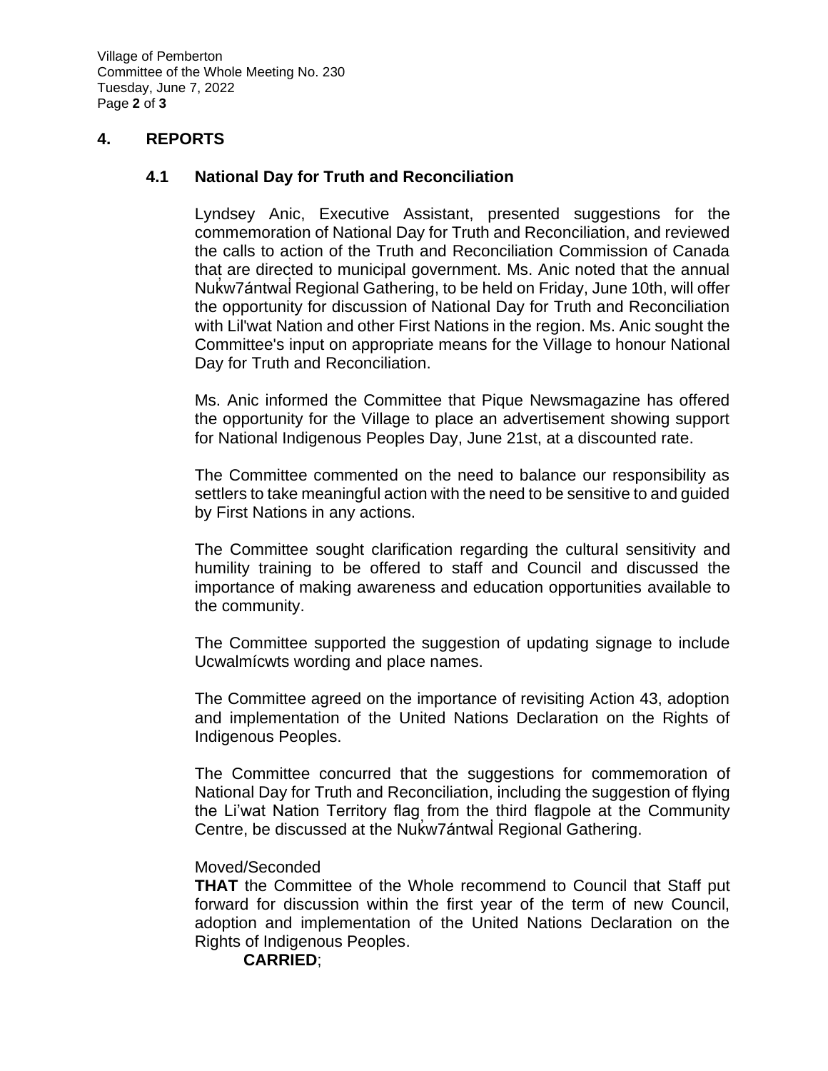## 4. REPORTS

### 4.1 National Day for Truth and Reconciliation

Lyndsey Anic, Executive Assistant, presented suggestions for the commemoration of National Day for Truth and Reconciliation, and reviewed the calls to action of the Truth and Reconciliation Commission of Canada that are directed to municipal government. Ms. Anic noted that the annual Nuk̓w7ántwal̓ Regional Gathering, to be held on Friday, June 10th, will offer the opportunity for discussion of National Day for Truth and Reconciliation with Lil'wat Nation and other First Nations in the region. Ms. Anic sought the Committee's input on appropriate means for the Village to honour National Day for Truth and Reconciliation.

Ms. Anic informed the Committee that Pique Newsmagazine has offered the opportunity for the Village to place an advertisement showing support for National Indigenous Peoples Day, June 21st, at a discounted rate.

The Committee commented on the need to balance our responsibility as settlers to take meaningful action with the need to be sensitive to and guided by First Nations in any actions.

The Committee sought clarification regarding the cultural sensitivity and humility training to be offered to staff and Council and discussed the importance of making awareness and education opportunities available to the community.

The Committee supported the suggestion of updating signage to include Ucwalmícwts wording and place names.

The Committee agreed on the importance of revisiting Action 43, adoption and implementation of the United Nations Declaration on the Rights of Indigenous Peoples.

The Committee concurred that the suggestions for commemoration of National Day for Truth and Reconciliation, including the suggestion of flying the Li'wat Nation Territory flag from the third flagpole at the Community Centre, be discussed at the Nuk̓w7ántwal̓ Regional Gathering.

Moved/Seconded
**THAT** the Committee of the Whole recommend to Council that Staff put forward for discussion within the first year of the term of new Council, adoption and implementation of the United Nations Declaration on the Rights of Indigenous Peoples.

**CARRIED**;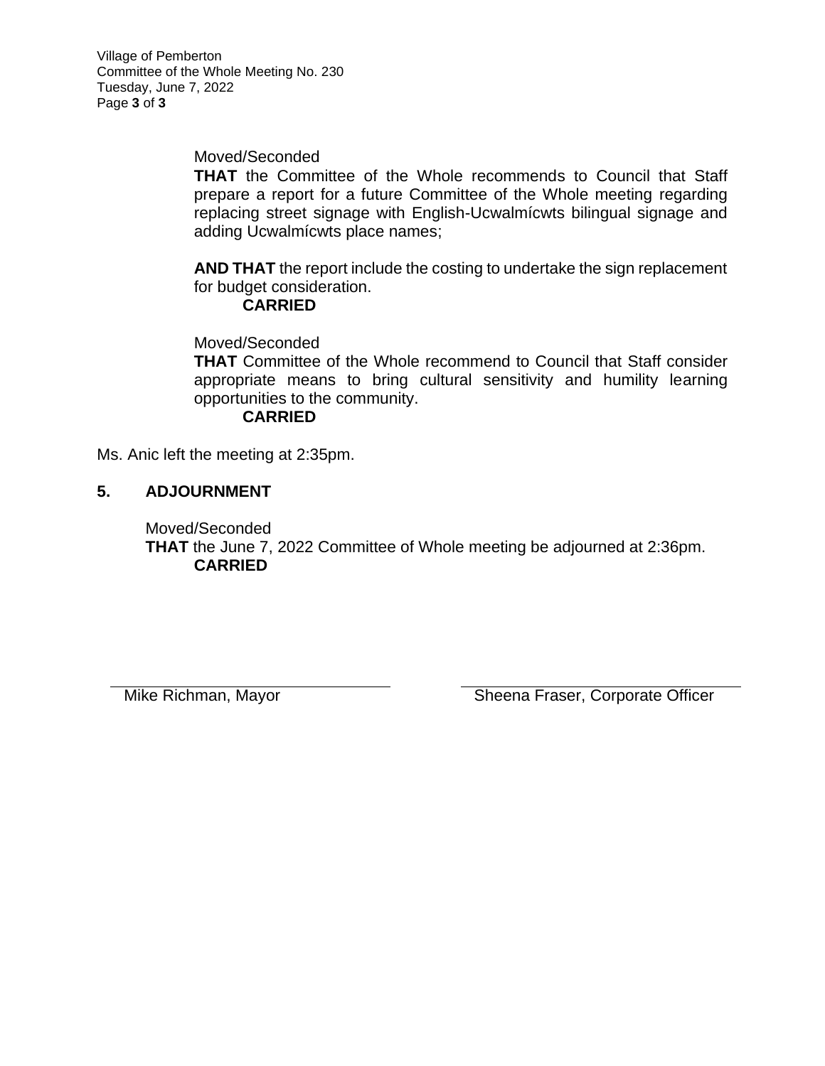Moved/Seconded

**THAT** the Committee of the Whole recommends to Council that Staff prepare a report for a future Committee of the Whole meeting regarding replacing street signage with English-Ucwalmícwts bilingual signage and adding Ucwalmícwts place names;

**AND THAT** the report include the costing to undertake the sign replacement for budget consideration.

**CARRIED**

Moved/Seconded

**THAT** Committee of the Whole recommend to Council that Staff consider appropriate means to bring cultural sensitivity and humility learning opportunities to the community.

**CARRIED**

Ms. Anic left the meeting at 2:35pm.

## 5. ADJOURNMENT

Moved/Seconded

**THAT** the June 7, 2022 Committee of Whole meeting be adjourned at 2:36pm.

**CARRIED**

Mike Richman, Mayor

Sheena Fraser, Corporate Officer